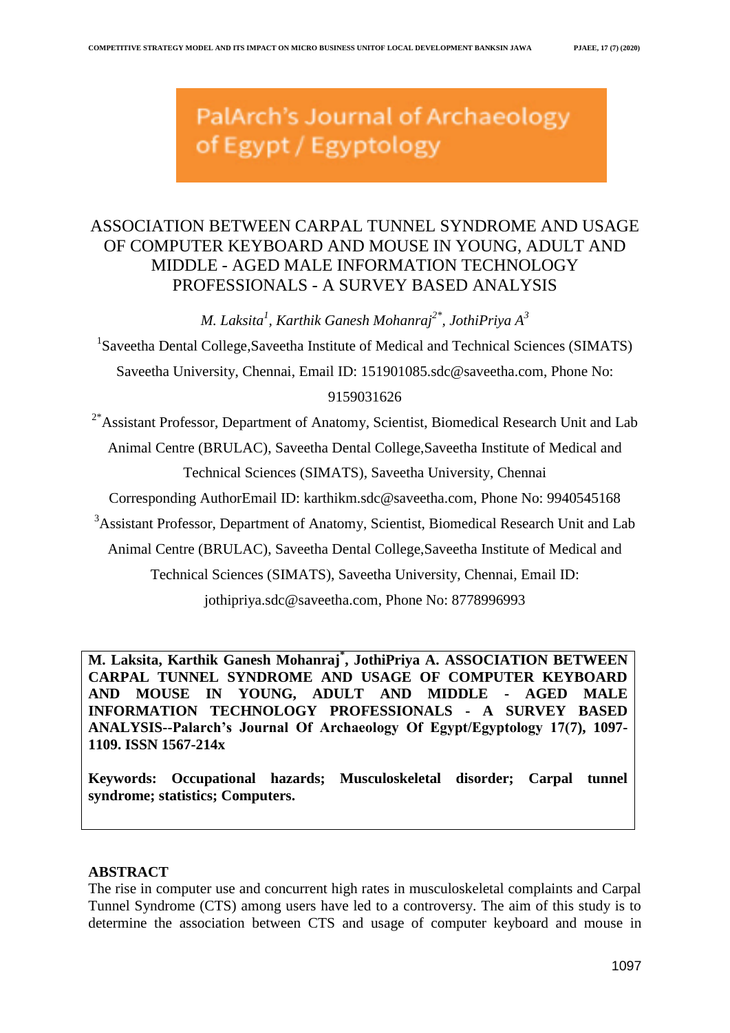PalArch's Journal of Archaeology of Egypt / Egyptology

# ASSOCIATION BETWEEN CARPAL TUNNEL SYNDROME AND USAGE OF COMPUTER KEYBOARD AND MOUSE IN YOUNG, ADULT AND MIDDLE - AGED MALE INFORMATION TECHNOLOGY PROFESSIONALS - A SURVEY BASED ANALYSIS

*M. Laksita[1], Karthik Ganesh Mohanraj[2*], JothiPriya A[3]*

[1]Saveetha Dental College,Saveetha Institute of Medical and Technical Sciences (SIMATS) Saveetha University, Chennai, Email ID: 151901085.sdc@saveetha.com, Phone No: 9159031626

[2*]Assistant Professor, Department of Anatomy, Scientist, Biomedical Research Unit and Lab Animal Centre (BRULAC), Saveetha Dental College,Saveetha Institute of Medical and Technical Sciences (SIMATS), Saveetha University, Chennai

Corresponding AuthorEmail ID: karthikm.sdc@saveetha.com, Phone No: 9940545168

[3]Assistant Professor, Department of Anatomy, Scientist, Biomedical Research Unit and Lab Animal Centre (BRULAC), Saveetha Dental College,Saveetha Institute of Medical and Technical Sciences (SIMATS), Saveetha University, Chennai, Email ID: jothipriya.sdc@saveetha.com, Phone No: 8778996993

**M. Laksita, Karthik Ganesh Mohanraj*, JothiPriya A. ASSOCIATION BETWEEN CARPAL TUNNEL SYNDROME AND USAGE OF COMPUTER KEYBOARD AND MOUSE IN YOUNG, ADULT AND MIDDLE - AGED MALE INFORMATION TECHNOLOGY PROFESSIONALS - A SURVEY BASED ANALYSIS--Palarch's Journal Of Archaeology Of Egypt/Egyptology 17(7), 1097-1109. ISSN 1567-214x**

**Keywords: Occupational hazards; Musculoskeletal disorder; Carpal tunnel syndrome; statistics; Computers.**

## ABSTRACT

The rise in computer use and concurrent high rates in musculoskeletal complaints and Carpal Tunnel Syndrome (CTS) among users have led to a controversy. The aim of this study is to determine the association between CTS and usage of computer keyboard and mouse in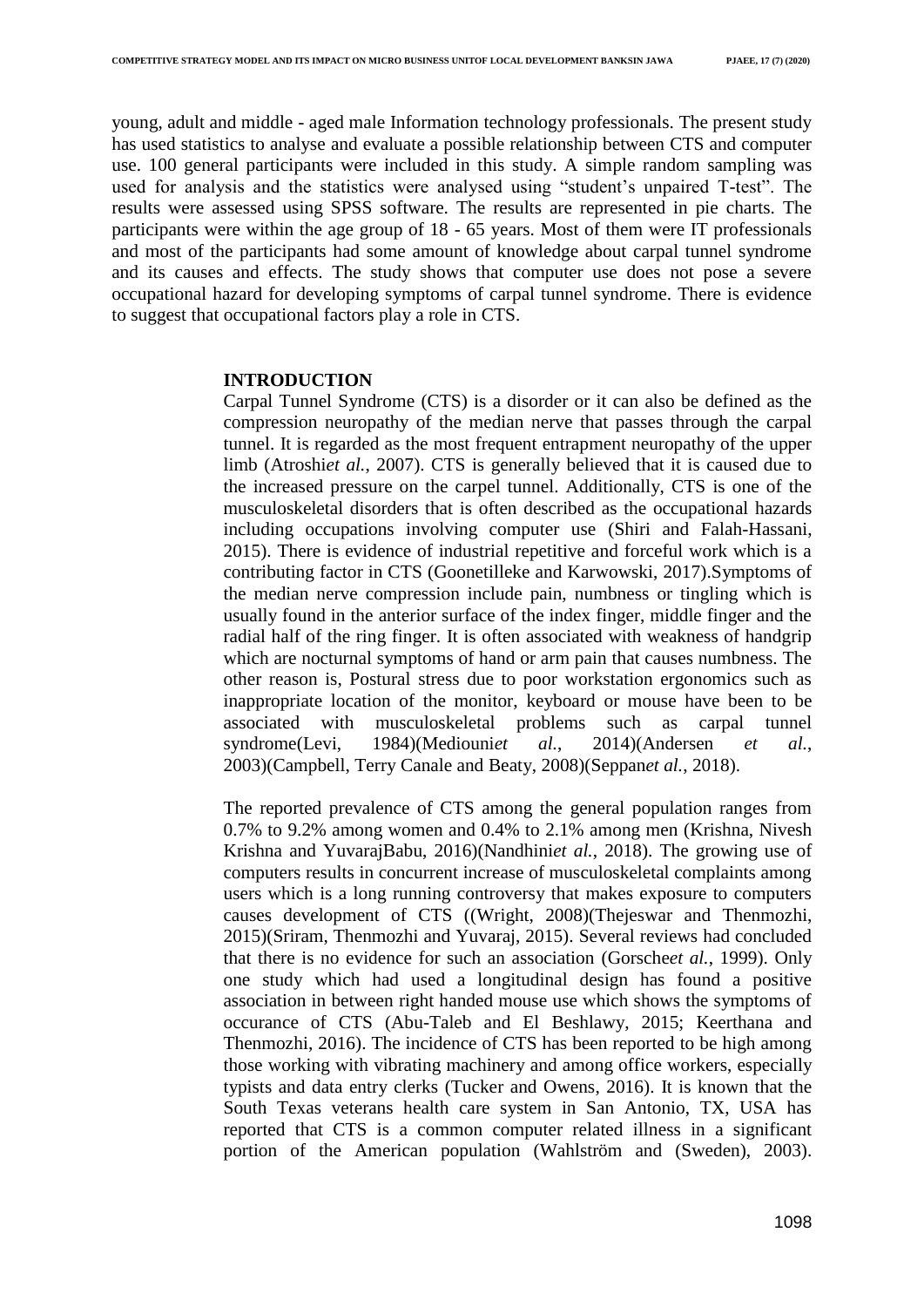young, adult and middle - aged male Information technology professionals. The present study has used statistics to analyse and evaluate a possible relationship between CTS and computer use. 100 general participants were included in this study. A simple random sampling was used for analysis and the statistics were analysed using "student's unpaired T-test". The results were assessed using SPSS software. The results are represented in pie charts. The participants were within the age group of 18 - 65 years. Most of them were IT professionals and most of the participants had some amount of knowledge about carpal tunnel syndrome and its causes and effects. The study shows that computer use does not pose a severe occupational hazard for developing symptoms of carpal tunnel syndrome. There is evidence to suggest that occupational factors play a role in CTS.

## INTRODUCTION

Carpal Tunnel Syndrome (CTS) is a disorder or it can also be defined as the compression neuropathy of the median nerve that passes through the carpal tunnel. It is regarded as the most frequent entrapment neuropathy of the upper limb (Atroshi*et al.*, 2007). CTS is generally believed that it is caused due to the increased pressure on the carpel tunnel. Additionally, CTS is one of the musculoskeletal disorders that is often described as the occupational hazards including occupations involving computer use (Shiri and Falah-Hassani, 2015). There is evidence of industrial repetitive and forceful work which is a contributing factor in CTS (Goonetilleke and Karwowski, 2017).Symptoms of the median nerve compression include pain, numbness or tingling which is usually found in the anterior surface of the index finger, middle finger and the radial half of the ring finger. It is often associated with weakness of handgrip which are nocturnal symptoms of hand or arm pain that causes numbness. The other reason is, Postural stress due to poor workstation ergonomics such as inappropriate location of the monitor, keyboard or mouse have been to be associated with musculoskeletal problems such as carpal tunnel syndrome(Levi, 1984)(Mediouni*et al.*, 2014)(Andersen *et al.*, 2003)(Campbell, Terry Canale and Beaty, 2008)(Seppan*et al.*, 2018).

The reported prevalence of CTS among the general population ranges from 0.7% to 9.2% among women and 0.4% to 2.1% among men (Krishna, Nivesh Krishna and YuvarajBabu, 2016)(Nandhini*et al.*, 2018). The growing use of computers results in concurrent increase of musculoskeletal complaints among users which is a long running controversy that makes exposure to computers causes development of CTS ((Wright, 2008)(Thejeswar and Thenmozhi, 2015)(Sriram, Thenmozhi and Yuvaraj, 2015). Several reviews had concluded that there is no evidence for such an association (Gorsche*et al.*, 1999). Only one study which had used a longitudinal design has found a positive association in between right handed mouse use which shows the symptoms of occurance of CTS (Abu-Taleb and El Beshlawy, 2015; Keerthana and Thenmozhi, 2016). The incidence of CTS has been reported to be high among those working with vibrating machinery and among office workers, especially typists and data entry clerks (Tucker and Owens, 2016). It is known that the South Texas veterans health care system in San Antonio, TX, USA has reported that CTS is a common computer related illness in a significant portion of the American population (Wahlström and (Sweden), 2003).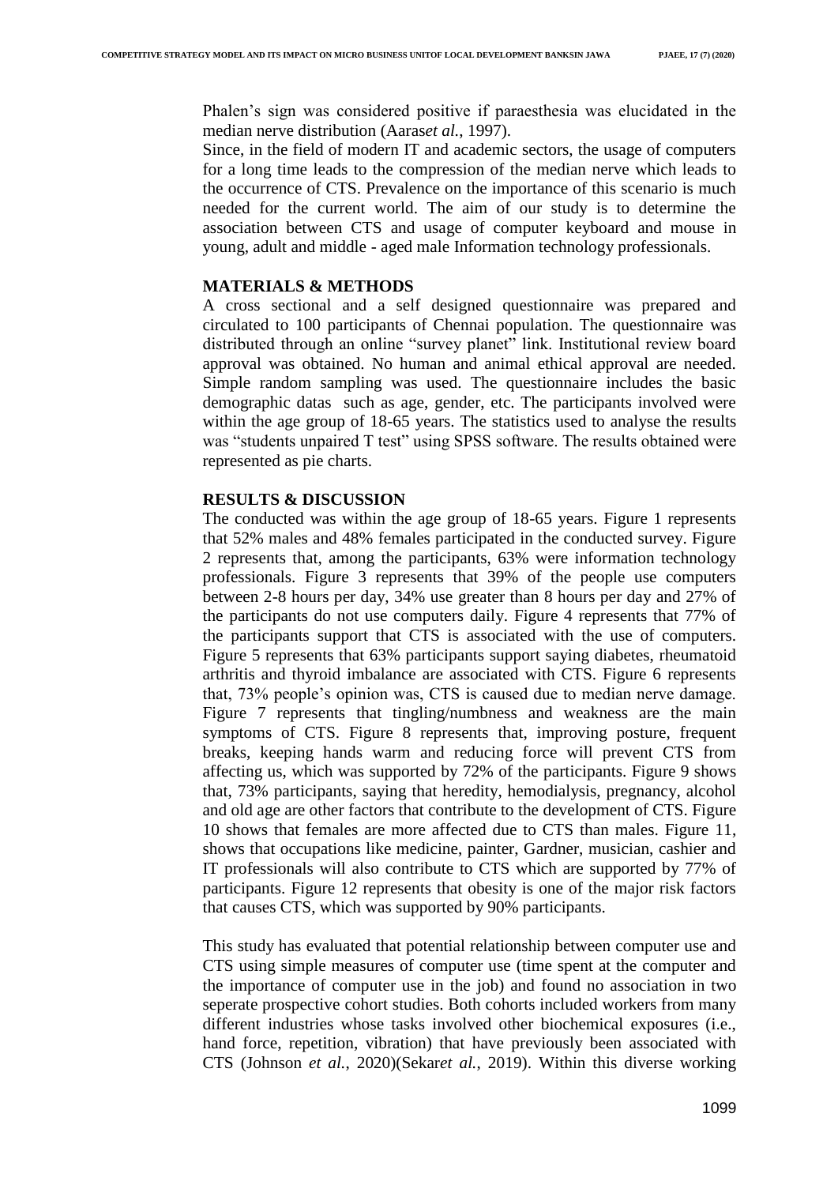Phalen's sign was considered positive if paraesthesia was elucidated in the median nerve distribution (Aaras*et al.*, 1997).

Since, in the field of modern IT and academic sectors, the usage of computers for a long time leads to the compression of the median nerve which leads to the occurrence of CTS. Prevalence on the importance of this scenario is much needed for the current world. The aim of our study is to determine the association between CTS and usage of computer keyboard and mouse in young, adult and middle - aged male Information technology professionals.

## MATERIALS & METHODS

A cross sectional and a self designed questionnaire was prepared and circulated to 100 participants of Chennai population. The questionnaire was distributed through an online "survey planet" link. Institutional review board approval was obtained. No human and animal ethical approval are needed. Simple random sampling was used. The questionnaire includes the basic demographic datas such as age, gender, etc. The participants involved were within the age group of 18-65 years. The statistics used to analyse the results was "students unpaired T test" using SPSS software. The results obtained were represented as pie charts.

## RESULTS & DISCUSSION

The conducted was within the age group of 18-65 years. Figure 1 represents that 52% males and 48% females participated in the conducted survey. Figure 2 represents that, among the participants, 63% were information technology professionals. Figure 3 represents that 39% of the people use computers between 2-8 hours per day, 34% use greater than 8 hours per day and 27% of the participants do not use computers daily. Figure 4 represents that 77% of the participants support that CTS is associated with the use of computers. Figure 5 represents that 63% participants support saying diabetes, rheumatoid arthritis and thyroid imbalance are associated with CTS. Figure 6 represents that, 73% people's opinion was, CTS is caused due to median nerve damage. Figure 7 represents that tingling/numbness and weakness are the main symptoms of CTS. Figure 8 represents that, improving posture, frequent breaks, keeping hands warm and reducing force will prevent CTS from affecting us, which was supported by 72% of the participants. Figure 9 shows that, 73% participants, saying that heredity, hemodialysis, pregnancy, alcohol and old age are other factors that contribute to the development of CTS. Figure 10 shows that females are more affected due to CTS than males. Figure 11, shows that occupations like medicine, painter, Gardner, musician, cashier and IT professionals will also contribute to CTS which are supported by 77% of participants. Figure 12 represents that obesity is one of the major risk factors that causes CTS, which was supported by 90% participants.

This study has evaluated that potential relationship between computer use and CTS using simple measures of computer use (time spent at the computer and the importance of computer use in the job) and found no association in two seperate prospective cohort studies. Both cohorts included workers from many different industries whose tasks involved other biochemical exposures (i.e., hand force, repetition, vibration) that have previously been associated with CTS (Johnson *et al.*, 2020)(Sekar*et al.*, 2019). Within this diverse working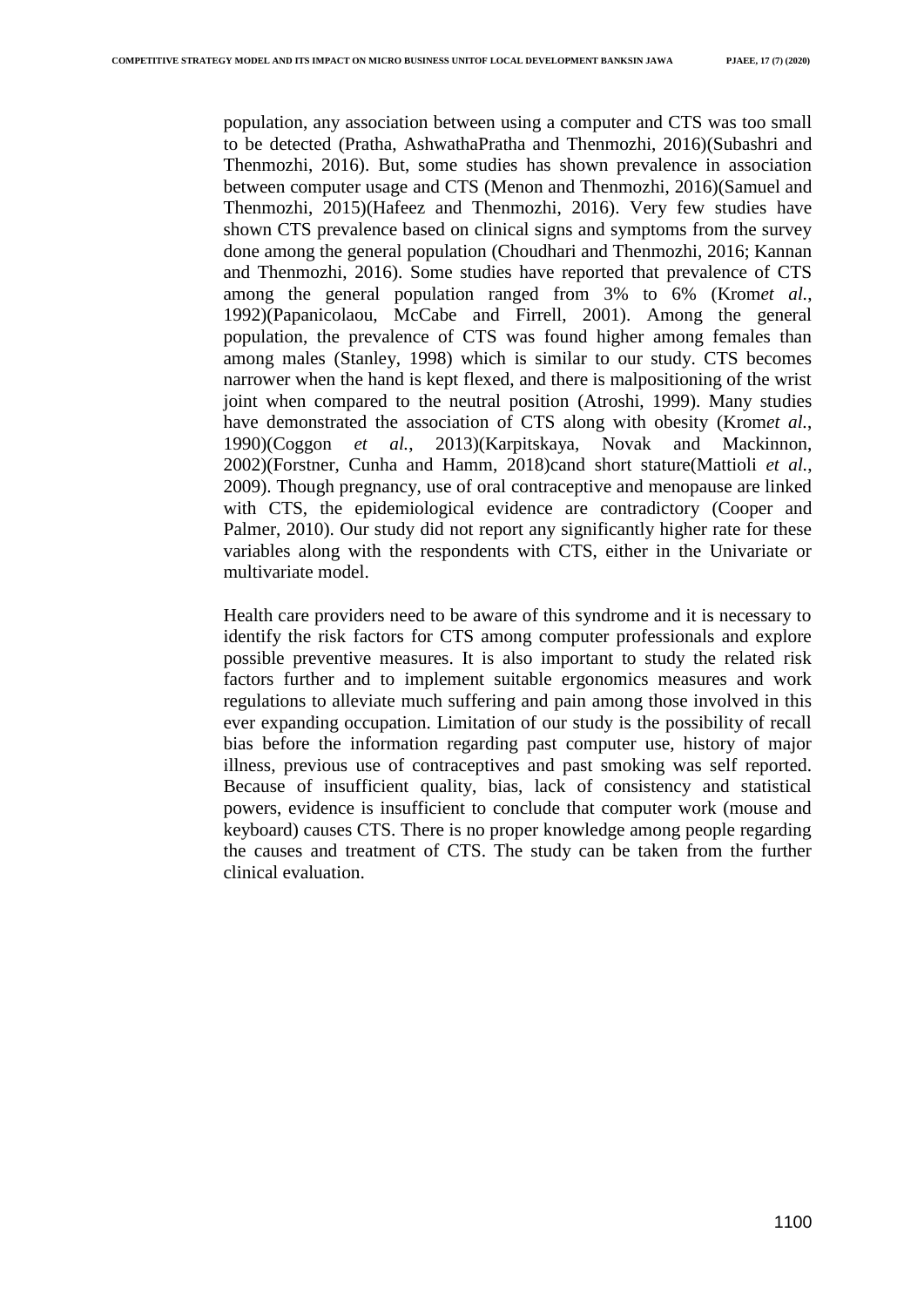population, any association between using a computer and CTS was too small to be detected (Pratha, AshwathaPratha and Thenmozhi, 2016)(Subashri and Thenmozhi, 2016). But, some studies has shown prevalence in association between computer usage and CTS (Menon and Thenmozhi, 2016)(Samuel and Thenmozhi, 2015)(Hafeez and Thenmozhi, 2016). Very few studies have shown CTS prevalence based on clinical signs and symptoms from the survey done among the general population (Choudhari and Thenmozhi, 2016; Kannan and Thenmozhi, 2016). Some studies have reported that prevalence of CTS among the general population ranged from 3% to 6% (Krom*et al.*, 1992)(Papanicolaou, McCabe and Firrell, 2001). Among the general population, the prevalence of CTS was found higher among females than among males (Stanley, 1998) which is similar to our study. CTS becomes narrower when the hand is kept flexed, and there is malpositioning of the wrist joint when compared to the neutral position (Atroshi, 1999). Many studies have demonstrated the association of CTS along with obesity (Krom*et al.*, 1990)(Coggon *et al.*, 2013)(Karpitskaya, Novak and Mackinnon, 2002)(Forstner, Cunha and Hamm, 2018)cand short stature(Mattioli *et al.*, 2009). Though pregnancy, use of oral contraceptive and menopause are linked with CTS, the epidemiological evidence are contradictory (Cooper and Palmer, 2010). Our study did not report any significantly higher rate for these variables along with the respondents with CTS, either in the Univariate or multivariate model.

Health care providers need to be aware of this syndrome and it is necessary to identify the risk factors for CTS among computer professionals and explore possible preventive measures. It is also important to study the related risk factors further and to implement suitable ergonomics measures and work regulations to alleviate much suffering and pain among those involved in this ever expanding occupation. Limitation of our study is the possibility of recall bias before the information regarding past computer use, history of major illness, previous use of contraceptives and past smoking was self reported. Because of insufficient quality, bias, lack of consistency and statistical powers, evidence is insufficient to conclude that computer work (mouse and keyboard) causes CTS. There is no proper knowledge among people regarding the causes and treatment of CTS. The study can be taken from the further clinical evaluation.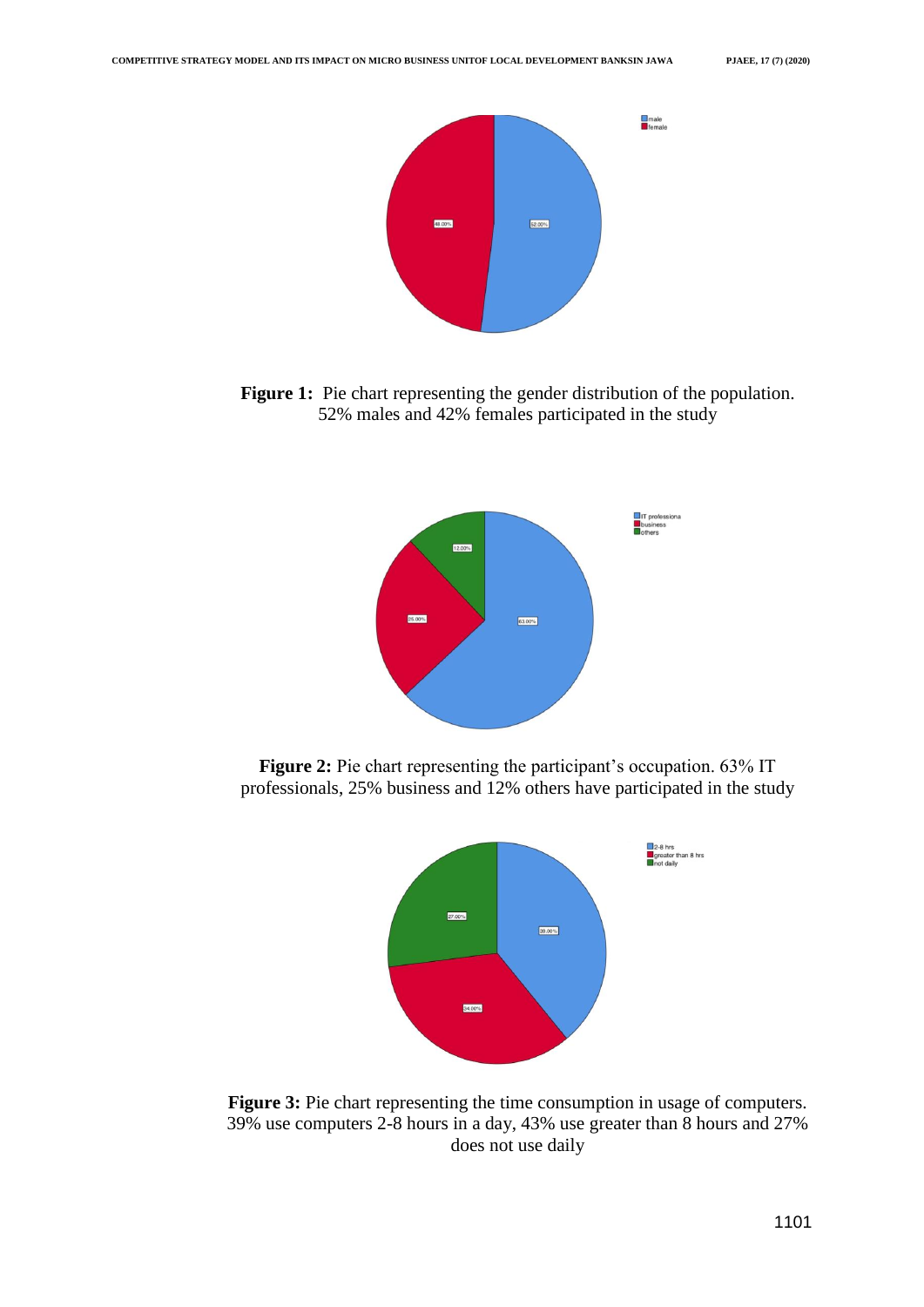**Figure 1:** Pie chart representing the gender distribution of the population. 52% males and 42% females participated in the study

**Figure 2:** Pie chart representing the participant's occupation. 63% IT professionals, 25% business and 12% others have participated in the study

**Figure 3:** Pie chart representing the time consumption in usage of computers. 39% use computers 2-8 hours in a day, 43% use greater than 8 hours and 27% does not use daily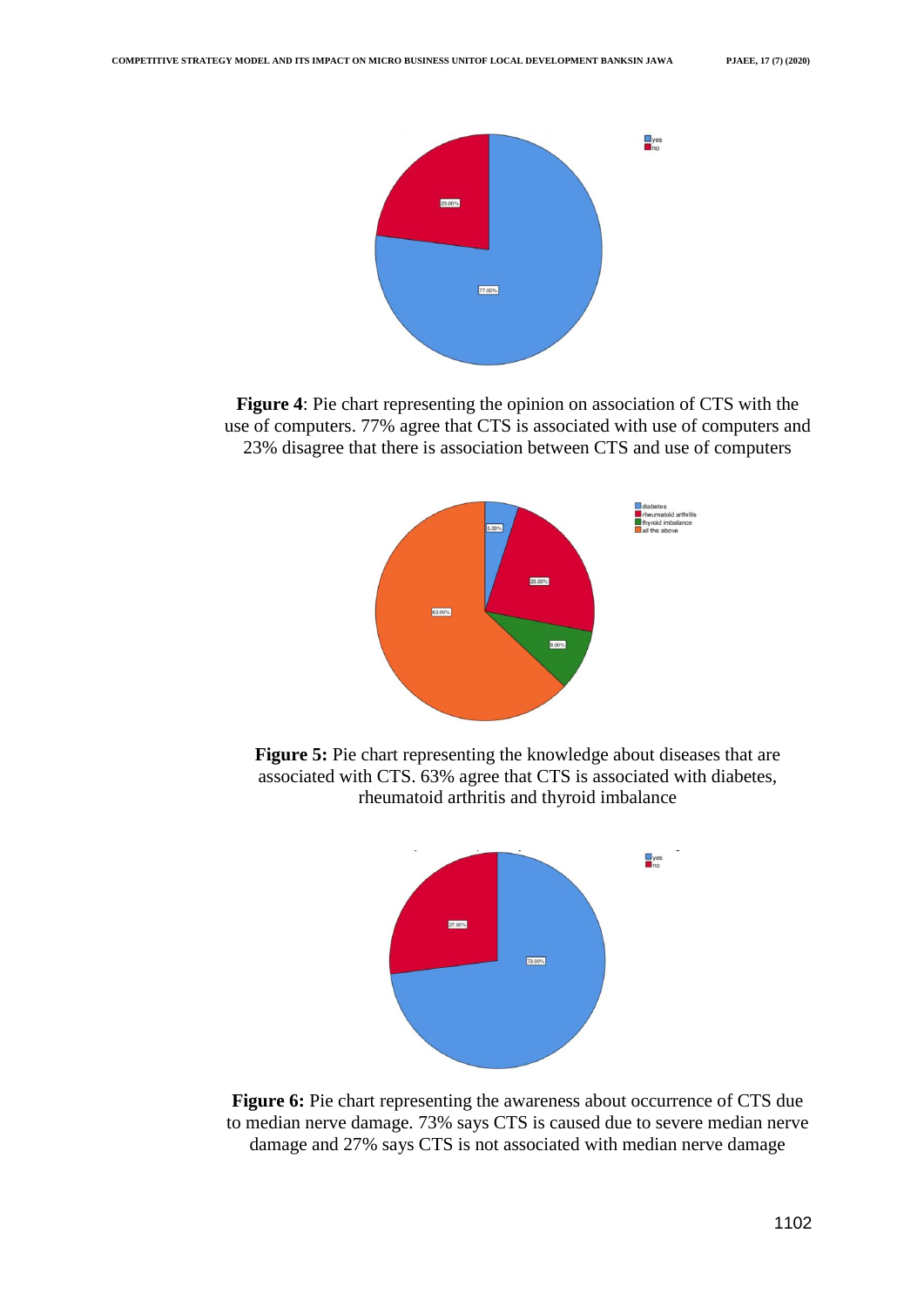**Figure 4**: Pie chart representing the opinion on association of CTS with the use of computers. 77% agree that CTS is associated with use of computers and 23% disagree that there is association between CTS and use of computers

**Figure 5:** Pie chart representing the knowledge about diseases that are associated with CTS. 63% agree that CTS is associated with diabetes, rheumatoid arthritis and thyroid imbalance

**Figure 6:** Pie chart representing the awareness about occurrence of CTS due to median nerve damage. 73% says CTS is caused due to severe median nerve damage and 27% says CTS is not associated with median nerve damage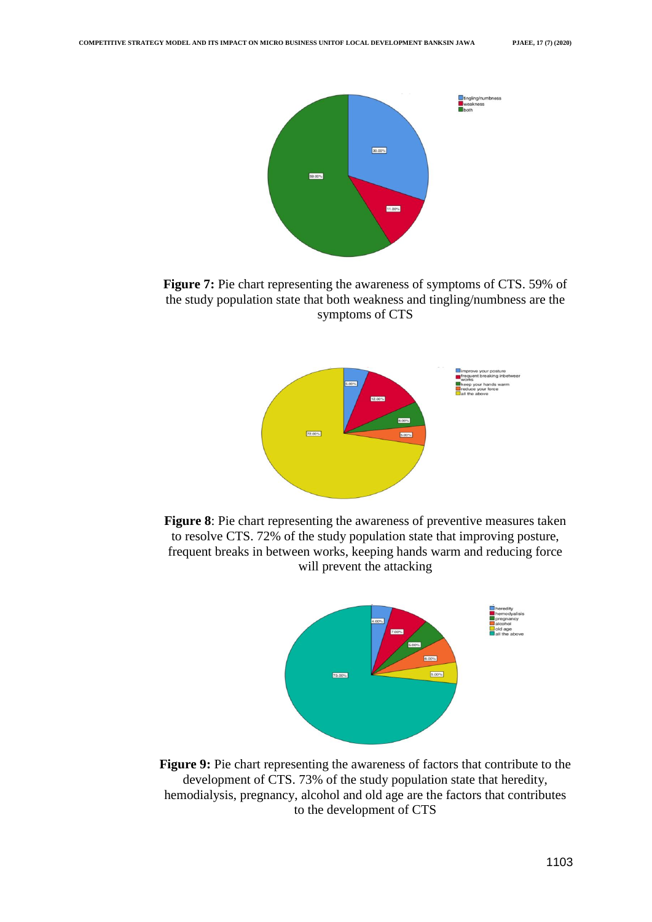**Figure 7:** Pie chart representing the awareness of symptoms of CTS. 59% of the study population state that both weakness and tingling/numbness are the symptoms of CTS

**Figure 8**: Pie chart representing the awareness of preventive measures taken to resolve CTS. 72% of the study population state that improving posture, frequent breaks in between works, keeping hands warm and reducing force will prevent the attacking

**Figure 9:** Pie chart representing the awareness of factors that contribute to the development of CTS. 73% of the study population state that heredity, hemodialysis, pregnancy, alcohol and old age are the factors that contributes to the development of CTS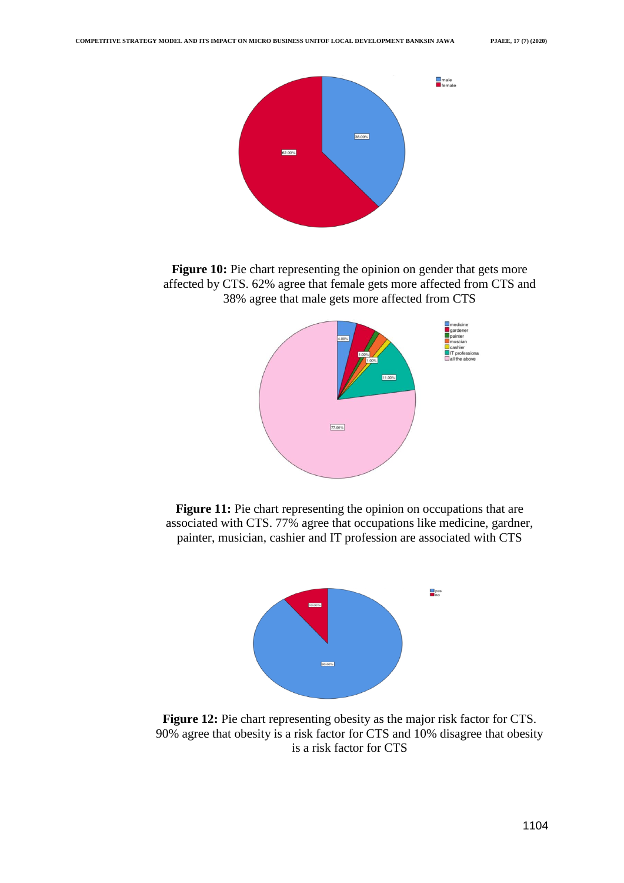**Figure 10:** Pie chart representing the opinion on gender that gets more affected by CTS. 62% agree that female gets more affected from CTS and 38% agree that male gets more affected from CTS

**Figure 11:** Pie chart representing the opinion on occupations that are associated with CTS. 77% agree that occupations like medicine, gardner, painter, musician, cashier and IT profession are associated with CTS

**Figure 12:** Pie chart representing obesity as the major risk factor for CTS. 90% agree that obesity is a risk factor for CTS and 10% disagree that obesity is a risk factor for CTS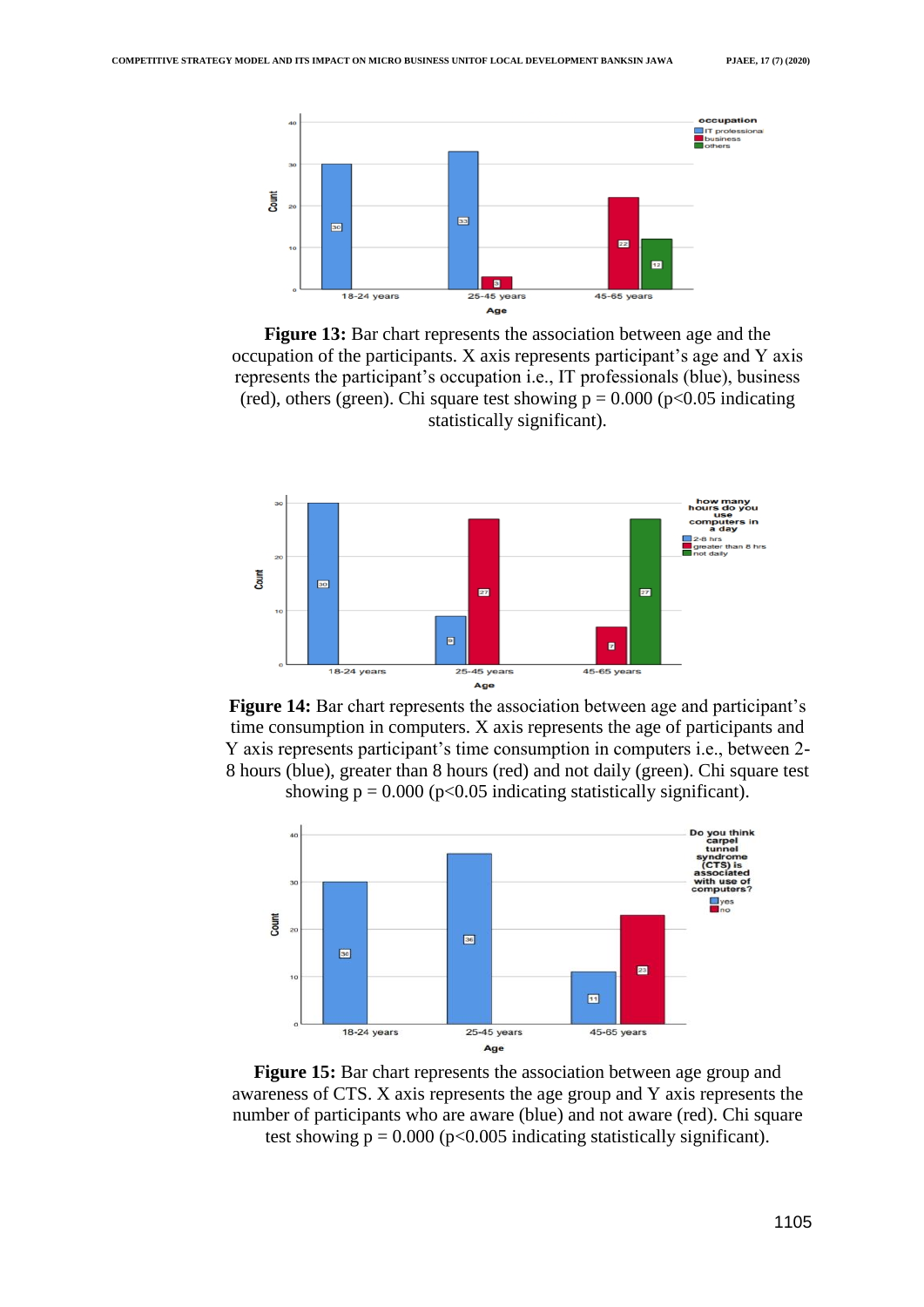**Figure 13:** Bar chart represents the association between age and the occupation of the participants. X axis represents participant's age and Y axis represents the participant's occupation i.e., IT professionals (blue), business (red), others (green). Chi square test showing p = 0.000 ($p<0.05$ indicating statistically significant).

**Figure 14:** Bar chart represents the association between age and participant's time consumption in computers. X axis represents the age of participants and Y axis represents participant's time consumption in computers i.e., between 2-8 hours (blue), greater than 8 hours (red) and not daily (green). Chi square test showing p = 0.000 ($p<0.05$ indicating statistically significant).

**Figure 15:** Bar chart represents the association between age group and awareness of CTS. X axis represents the age group and Y axis represents the number of participants who are aware (blue) and not aware (red). Chi square test showing p = 0.000 ($p<0.005$ indicating statistically significant).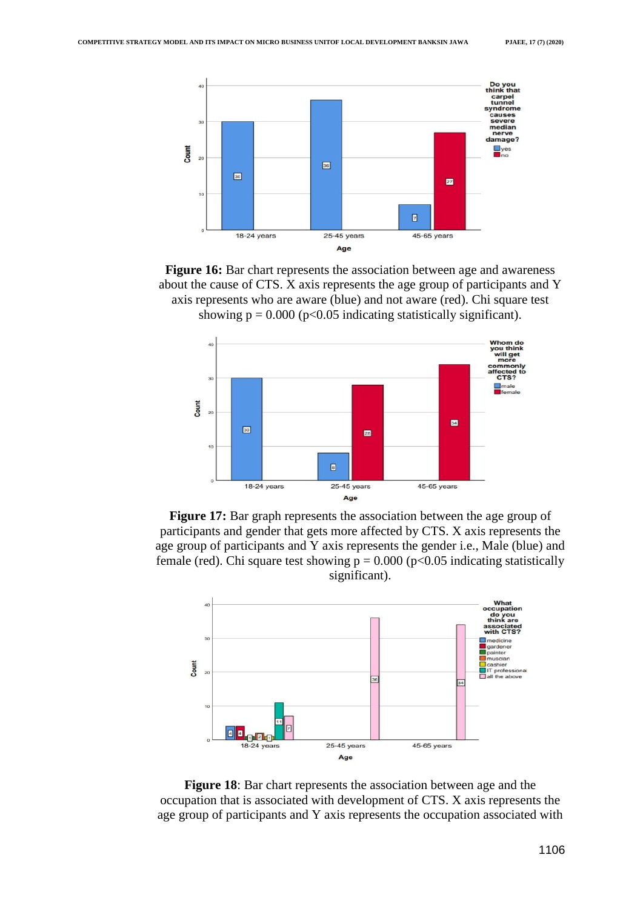**Figure 16:** Bar chart represents the association between age and awareness about the cause of CTS. X axis represents the age group of participants and Y axis represents who are aware (blue) and not aware (red). Chi square test showing p = 0.000 (p<0.05 indicating statistically significant).

**Figure 17:** Bar graph represents the association between the age group of participants and gender that gets more affected by CTS. X axis represents the age group of participants and Y axis represents the gender i.e., Male (blue) and female (red). Chi square test showing p = 0.000 (p<0.05 indicating statistically significant).

**Figure 18**: Bar chart represents the association between age and the occupation that is associated with development of CTS. X axis represents the age group of participants and Y axis represents the occupation associated with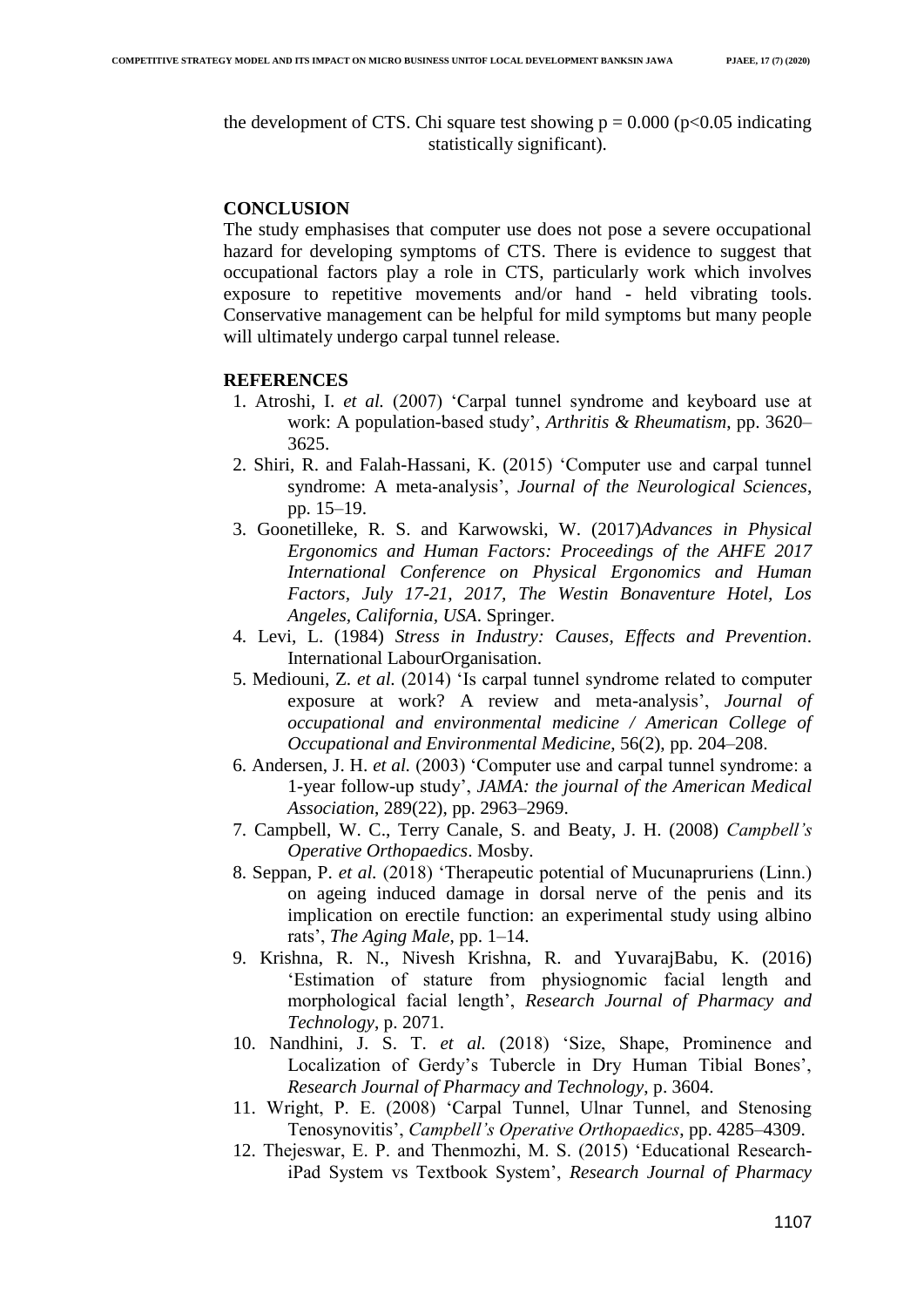the development of CTS. Chi square test showing $p = 0.000$ ($p<0.05$ indicating statistically significant).

## CONCLUSION

The study emphasises that computer use does not pose a severe occupational hazard for developing symptoms of CTS. There is evidence to suggest that occupational factors play a role in CTS, particularly work which involves exposure to repetitive movements and/or hand - held vibrating tools. Conservative management can be helpful for mild symptoms but many people will ultimately undergo carpal tunnel release.

## REFERENCES

1. Atroshi, I. *et al.* (2007) 'Carpal tunnel syndrome and keyboard use at work: A population-based study', *Arthritis & Rheumatism*, pp. 3620–3625.
2. Shiri, R. and Falah-Hassani, K. (2015) 'Computer use and carpal tunnel syndrome: A meta-analysis', *Journal of the Neurological Sciences*, pp. 15–19.
3. Goonetilleke, R. S. and Karwowski, W. (2017)*Advances in Physical Ergonomics and Human Factors: Proceedings of the AHFE 2017 International Conference on Physical Ergonomics and Human Factors, July 17-21, 2017, The Westin Bonaventure Hotel, Los Angeles, California, USA*. Springer.
4. Levi, L. (1984) *Stress in Industry: Causes, Effects and Prevention*. International LabourOrganisation.
5. Mediouni, Z. *et al.* (2014) 'Is carpal tunnel syndrome related to computer exposure at work? A review and meta-analysis', *Journal of occupational and environmental medicine / American College of Occupational and Environmental Medicine*, 56(2), pp. 204–208.
6. Andersen, J. H. *et al.* (2003) 'Computer use and carpal tunnel syndrome: a 1-year follow-up study', *JAMA: the journal of the American Medical Association*, 289(22), pp. 2963–2969.
7. Campbell, W. C., Terry Canale, S. and Beaty, J. H. (2008) *Campbell's Operative Orthopaedics*. Mosby.
8. Seppan, P. *et al.* (2018) 'Therapeutic potential of Mucunapruriens (Linn.) on ageing induced damage in dorsal nerve of the penis and its implication on erectile function: an experimental study using albino rats', *The Aging Male*, pp. 1–14.
9. Krishna, R. N., Nivesh Krishna, R. and YuvarajBabu, K. (2016) 'Estimation of stature from physiognomic facial length and morphological facial length', *Research Journal of Pharmacy and Technology*, p. 2071.
10. Nandhini, J. S. T. *et al.* (2018) 'Size, Shape, Prominence and Localization of Gerdy's Tubercle in Dry Human Tibial Bones', *Research Journal of Pharmacy and Technology*, p. 3604.
11. Wright, P. E. (2008) 'Carpal Tunnel, Ulnar Tunnel, and Stenosing Tenosynovitis', *Campbell's Operative Orthopaedics*, pp. 4285–4309.
12. Thejeswar, E. P. and Thenmozhi, M. S. (2015) 'Educational Research-iPad System vs Textbook System', *Research Journal of Pharmacy*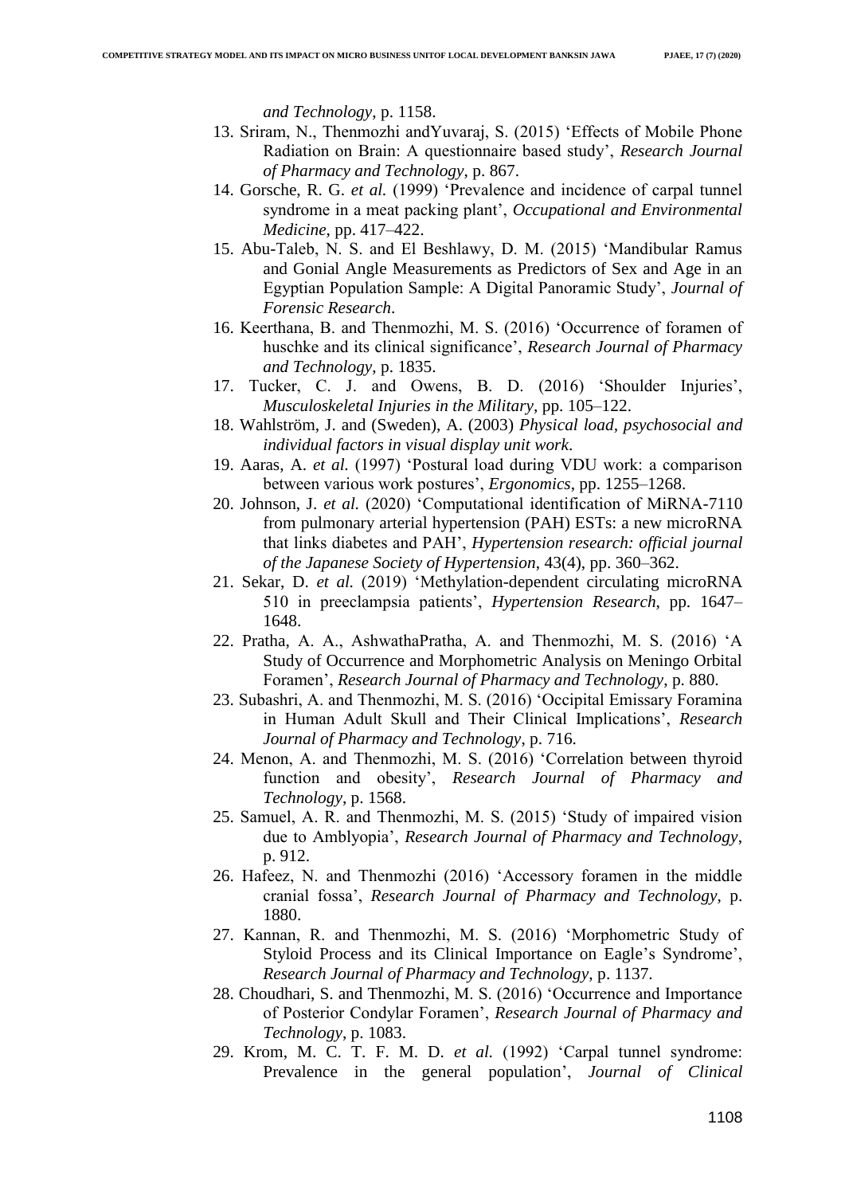*and Technology*, p. 1158.

13. Sriram, N., Thenmozhi andYuvaraj, S. (2015) 'Effects of Mobile Phone Radiation on Brain: A questionnaire based study', *Research Journal of Pharmacy and Technology*, p. 867.
14. Gorsche, R. G. *et al.* (1999) 'Prevalence and incidence of carpal tunnel syndrome in a meat packing plant', *Occupational and Environmental Medicine*, pp. 417–422.
15. Abu-Taleb, N. S. and El Beshlawy, D. M. (2015) 'Mandibular Ramus and Gonial Angle Measurements as Predictors of Sex and Age in an Egyptian Population Sample: A Digital Panoramic Study', *Journal of Forensic Research*.
16. Keerthana, B. and Thenmozhi, M. S. (2016) 'Occurrence of foramen of huschke and its clinical significance', *Research Journal of Pharmacy and Technology*, p. 1835.
17. Tucker, C. J. and Owens, B. D. (2016) 'Shoulder Injuries', *Musculoskeletal Injuries in the Military*, pp. 105–122.
18. Wahlström, J. and (Sweden), A. (2003) *Physical load, psychosocial and individual factors in visual display unit work*.
19. Aaras, A. *et al.* (1997) 'Postural load during VDU work: a comparison between various work postures', *Ergonomics*, pp. 1255–1268.
20. Johnson, J. *et al.* (2020) 'Computational identification of MiRNA-7110 from pulmonary arterial hypertension (PAH) ESTs: a new microRNA that links diabetes and PAH', *Hypertension research: official journal of the Japanese Society of Hypertension*, 43(4), pp. 360–362.
21. Sekar, D. *et al.* (2019) 'Methylation-dependent circulating microRNA 510 in preeclampsia patients', *Hypertension Research*, pp. 1647–1648.
22. Pratha, A. A., AshwathaPratha, A. and Thenmozhi, M. S. (2016) 'A Study of Occurrence and Morphometric Analysis on Meningo Orbital Foramen', *Research Journal of Pharmacy and Technology*, p. 880.
23. Subashri, A. and Thenmozhi, M. S. (2016) 'Occipital Emissary Foramina in Human Adult Skull and Their Clinical Implications', *Research Journal of Pharmacy and Technology*, p. 716.
24. Menon, A. and Thenmozhi, M. S. (2016) 'Correlation between thyroid function and obesity', *Research Journal of Pharmacy and Technology*, p. 1568.
25. Samuel, A. R. and Thenmozhi, M. S. (2015) 'Study of impaired vision due to Amblyopia', *Research Journal of Pharmacy and Technology*, p. 912.
26. Hafeez, N. and Thenmozhi (2016) 'Accessory foramen in the middle cranial fossa', *Research Journal of Pharmacy and Technology*, p. 1880.
27. Kannan, R. and Thenmozhi, M. S. (2016) 'Morphometric Study of Styloid Process and its Clinical Importance on Eagle's Syndrome', *Research Journal of Pharmacy and Technology*, p. 1137.
28. Choudhari, S. and Thenmozhi, M. S. (2016) 'Occurrence and Importance of Posterior Condylar Foramen', *Research Journal of Pharmacy and Technology*, p. 1083.
29. Krom, M. C. T. F. M. D. *et al.* (1992) 'Carpal tunnel syndrome: Prevalence in the general population', *Journal of Clinical*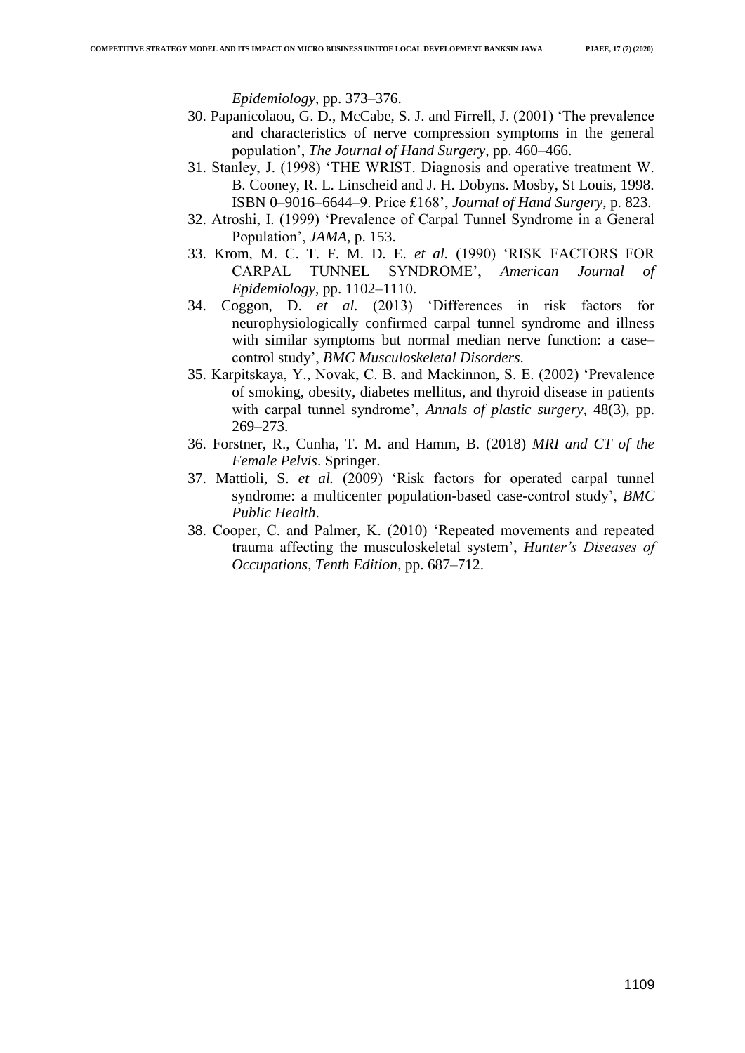*Epidemiology*, pp. 373–376.

30. Papanicolaou, G. D., McCabe, S. J. and Firrell, J. (2001) 'The prevalence and characteristics of nerve compression symptoms in the general population', *The Journal of Hand Surgery*, pp. 460–466.
31. Stanley, J. (1998) 'THE WRIST. Diagnosis and operative treatment W. B. Cooney, R. L. Linscheid and J. H. Dobyns. Mosby, St Louis, 1998. ISBN 0–9016–6644–9. Price £168', *Journal of Hand Surgery*, p. 823.
32. Atroshi, I. (1999) 'Prevalence of Carpal Tunnel Syndrome in a General Population', *JAMA*, p. 153.
33. Krom, M. C. T. F. M. D. E. *et al.* (1990) 'RISK FACTORS FOR CARPAL TUNNEL SYNDROME', *American Journal of Epidemiology*, pp. 1102–1110.
34. Coggon, D. *et al.* (2013) 'Differences in risk factors for neurophysiologically confirmed carpal tunnel syndrome and illness with similar symptoms but normal median nerve function: a case–control study', *BMC Musculoskeletal Disorders*.
35. Karpitskaya, Y., Novak, C. B. and Mackinnon, S. E. (2002) 'Prevalence of smoking, obesity, diabetes mellitus, and thyroid disease in patients with carpal tunnel syndrome', *Annals of plastic surgery*, 48(3), pp. 269–273.
36. Forstner, R., Cunha, T. M. and Hamm, B. (2018) *MRI and CT of the Female Pelvis*. Springer.
37. Mattioli, S. *et al.* (2009) 'Risk factors for operated carpal tunnel syndrome: a multicenter population-based case-control study', *BMC Public Health*.
38. Cooper, C. and Palmer, K. (2010) 'Repeated movements and repeated trauma affecting the musculoskeletal system', *Hunter's Diseases of Occupations, Tenth Edition*, pp. 687–712.